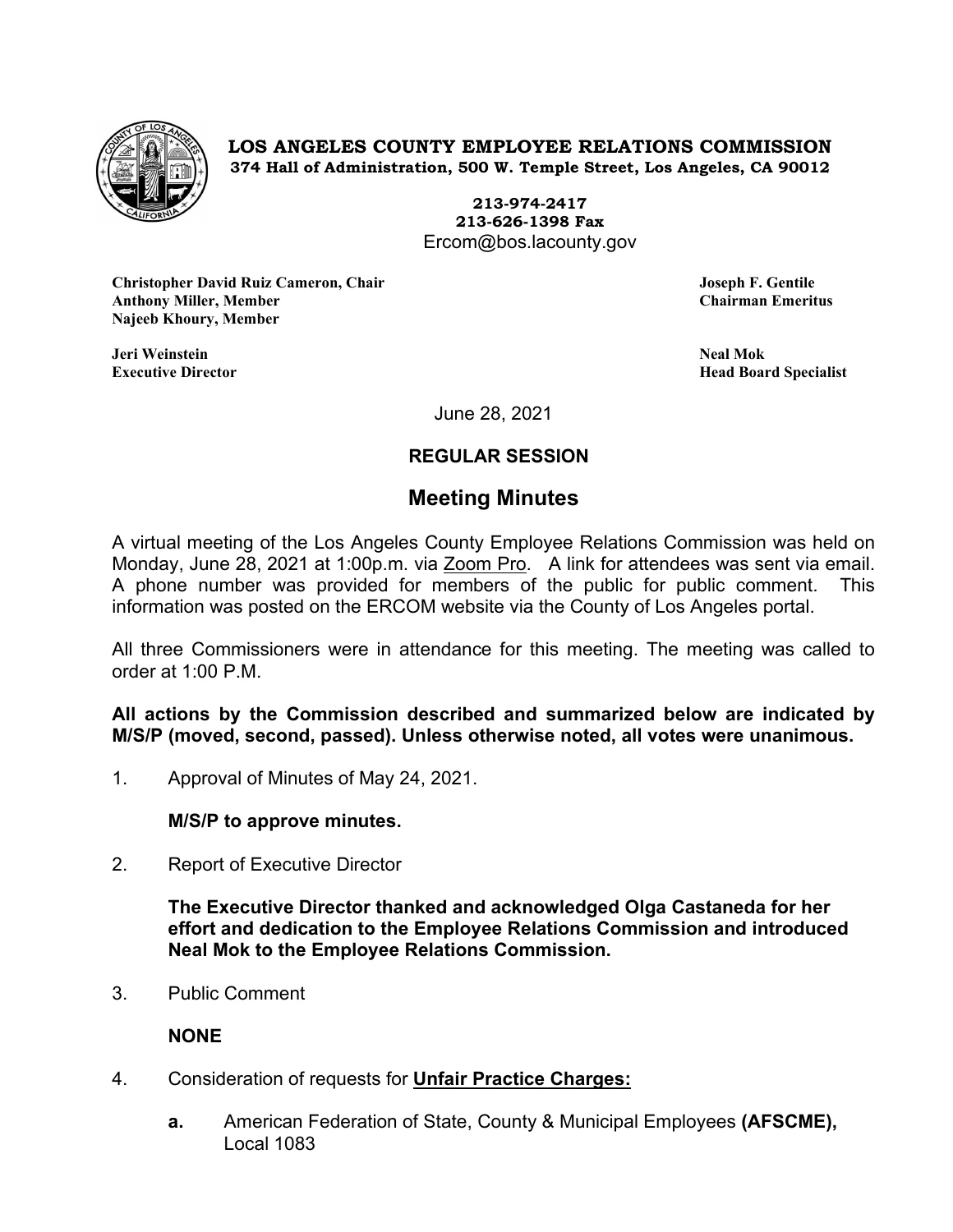**LOS ANGELES COUNTY EMPLOYEE RELATIONS COMMISSION**
**374 Hall of Administration, 500 W. Temple Street, Los Angeles, CA 90012**

**213-974-2417**
**213-626-1398 Fax**
Ercom@bos.lacounty.gov

**Christopher David Ruiz Cameron, Chair**
**Anthony Miller, Member**
**Najeeb Khoury, Member**

**Joseph F. Gentile**
**Chairman Emeritus**

**Jeri Weinstein**
**Executive Director**

**Neal Mok**
**Head Board Specialist**

June 28, 2021

**REGULAR SESSION**

## Meeting Minutes

A virtual meeting of the Los Angeles County Employee Relations Commission was held on Monday, June 28, 2021 at 1:00p.m. via Zoom Pro. A link for attendees was sent via email. A phone number was provided for members of the public for public comment. This information was posted on the ERCOM website via the County of Los Angeles portal.

All three Commissioners were in attendance for this meeting. The meeting was called to order at 1:00 P.M.

**All actions by the Commission described and summarized below are indicated by M/S/P (moved, second, passed). Unless otherwise noted, all votes were unanimous.**

1. Approval of Minutes of May 24, 2021.

   **M/S/P to approve minutes.**

2. Report of Executive Director

   **The Executive Director thanked and acknowledged Olga Castaneda for her effort and dedication to the Employee Relations Commission and introduced Neal Mok to the Employee Relations Commission.**

3. Public Comment

   **NONE**

4. Consideration of requests for **Unfair Practice Charges:**

   **a.** American Federation of State, County & Municipal Employees **(AFSCME),** Local 1083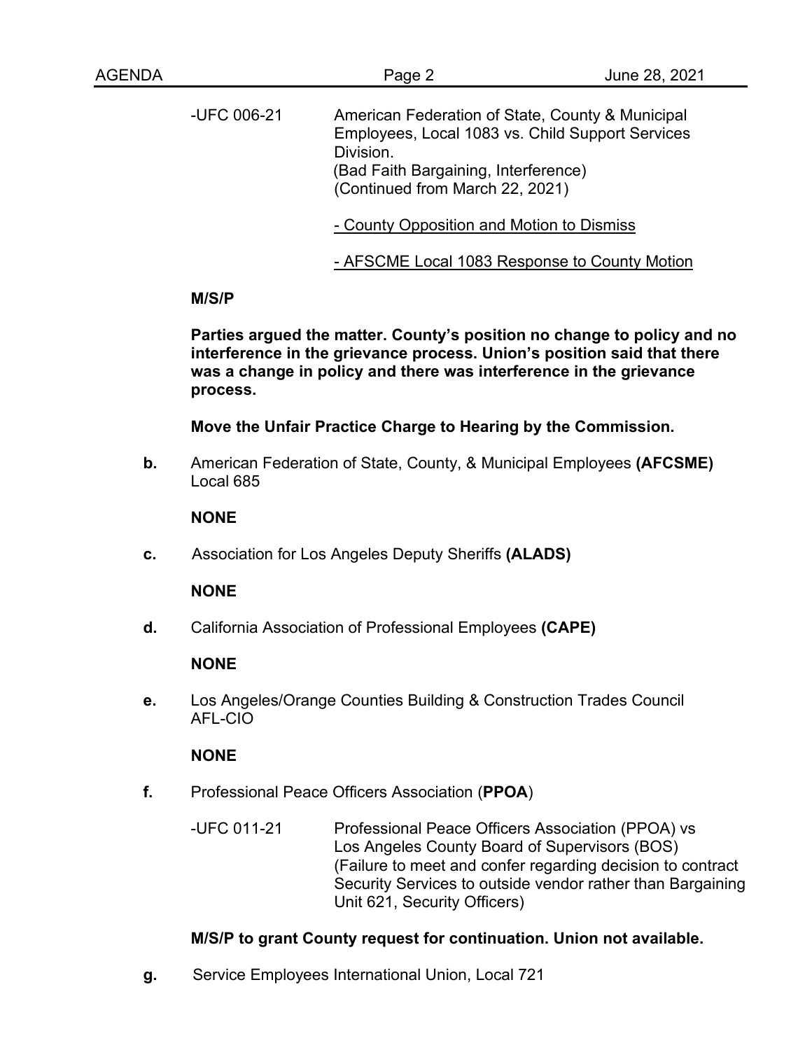-UFC 006-21 American Federation of State, County & Municipal Employees, Local 1083 vs. Child Support Services Division.
(Bad Faith Bargaining, Interference)
(Continued from March 22, 2021)

- County Opposition and Motion to Dismiss

- AFSCME Local 1083 Response to County Motion

**M/S/P**

**Parties argued the matter. County's position no change to policy and no interference in the grievance process. Union's position said that there was a change in policy and there was interference in the grievance process.**

**Move the Unfair Practice Charge to Hearing by the Commission.**

**b.** American Federation of State, County, & Municipal Employees **(AFCSME)** Local 685

**NONE**

**c.** Association for Los Angeles Deputy Sheriffs **(ALADS)**

**NONE**

**d.** California Association of Professional Employees **(CAPE)**

**NONE**

**e.** Los Angeles/Orange Counties Building & Construction Trades Council AFL-CIO

**NONE**

**f.** Professional Peace Officers Association (**PPOA**)

-UFC 011-21 Professional Peace Officers Association (PPOA) vs Los Angeles County Board of Supervisors (BOS) (Failure to meet and confer regarding decision to contract Security Services to outside vendor rather than Bargaining Unit 621, Security Officers)

**M/S/P to grant County request for continuation. Union not available.**

**g.** Service Employees International Union, Local 721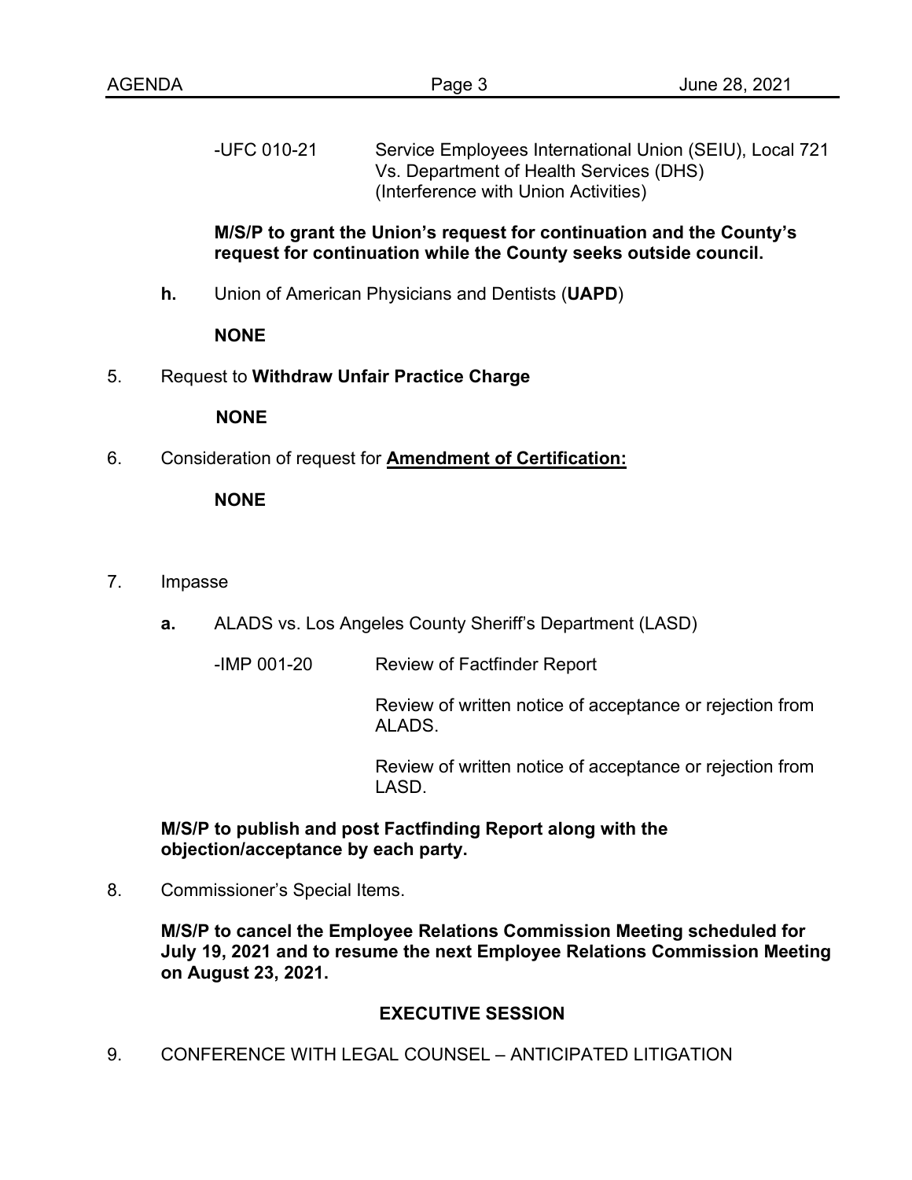-UFC 010-21 Service Employees International Union (SEIU), Local 721 Vs. Department of Health Services (DHS) (Interference with Union Activities)

**M/S/P to grant the Union's request for continuation and the County's request for continuation while the County seeks outside council.**

**h.** Union of American Physicians and Dentists (**UAPD**)

**NONE**

5. Request to **Withdraw Unfair Practice Charge**

**NONE**

6. Consideration of request for **Amendment of Certification:**

**NONE**

7. Impasse

**a.** ALADS vs. Los Angeles County Sheriff's Department (LASD)

-IMP 001-20 Review of Factfinder Report

Review of written notice of acceptance or rejection from ALADS.

Review of written notice of acceptance or rejection from LASD.

**M/S/P to publish and post Factfinding Report along with the objection/acceptance by each party.**

8. Commissioner's Special Items.

**M/S/P to cancel the Employee Relations Commission Meeting scheduled for July 19, 2021 and to resume the next Employee Relations Commission Meeting on August 23, 2021.**

## EXECUTIVE SESSION

9. CONFERENCE WITH LEGAL COUNSEL – ANTICIPATED LITIGATION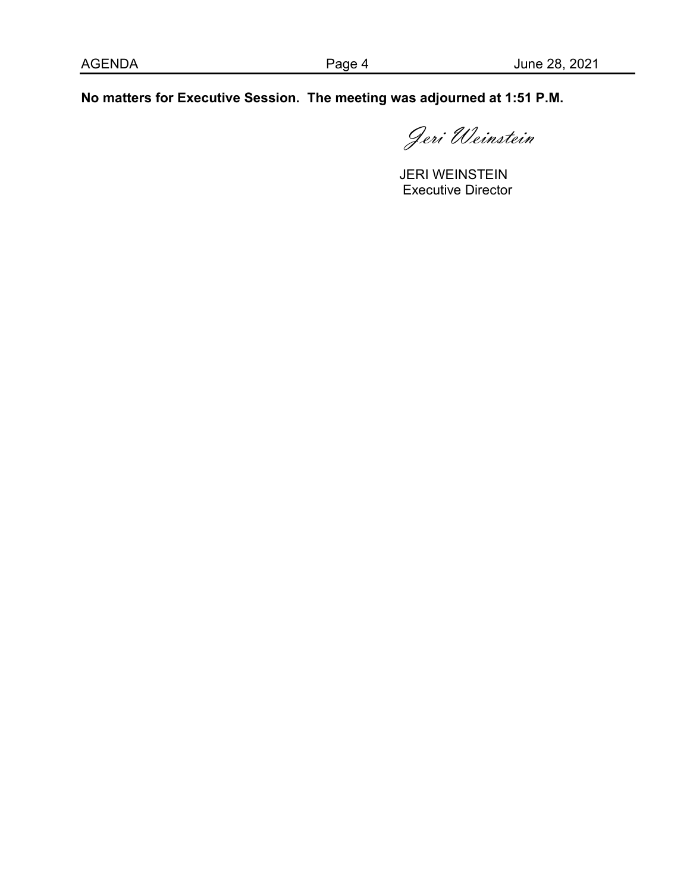**No matters for Executive Session. The meeting was adjourned at 1:51 P.M.**

*Jeri Weinstein*

JERI WEINSTEIN
Executive Director